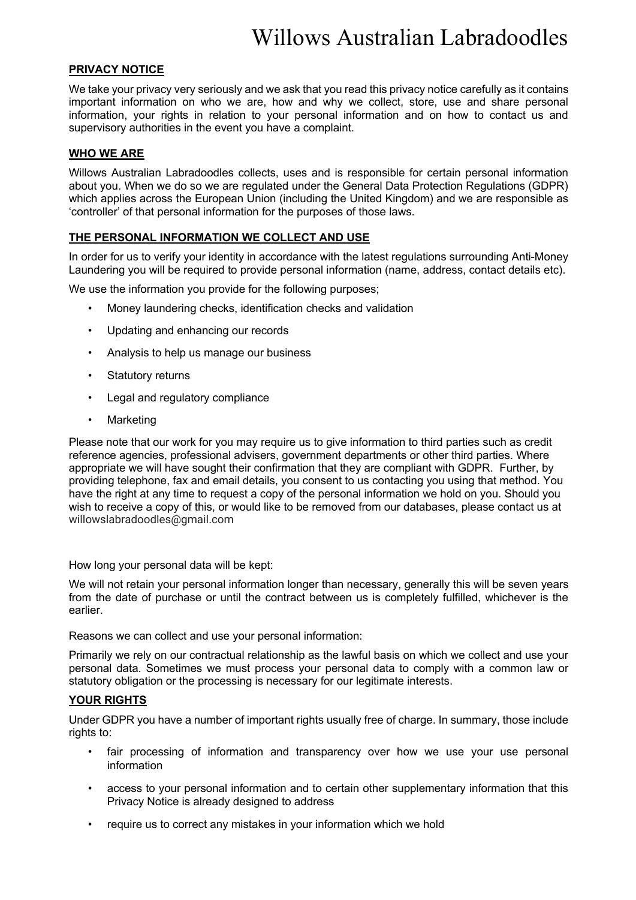# Willows Australian Labradoodles

## PRIVACY NOTICE

We take your privacy very seriously and we ask that you read this privacy notice carefully as it contains important information on who we are, how and why we collect, store, use and share personal information, your rights in relation to your personal information and on how to contact us and supervisory authorities in the event you have a complaint.

## WHO WE ARE

Willows Australian Labradoodles collects, uses and is responsible for certain personal information about you. When we do so we are regulated under the General Data Protection Regulations (GDPR) which applies across the European Union (including the United Kingdom) and we are responsible as 'controller' of that personal information for the purposes of those laws.

## THE PERSONAL INFORMATION WE COLLECT AND USE

In order for us to verify your identity in accordance with the latest regulations surrounding Anti-Money Laundering you will be required to provide personal information (name, address, contact details etc).

We use the information you provide for the following purposes;

- Money laundering checks, identification checks and validation
- Updating and enhancing our records
- Analysis to help us manage our business
- Statutory returns
- Legal and regulatory compliance
- Marketing

Please note that our work for you may require us to give information to third parties such as credit reference agencies, professional advisers, government departments or other third parties. Where appropriate we will have sought their confirmation that they are compliant with GDPR. Further, by providing telephone, fax and email details, you consent to us contacting you using that method. You have the right at any time to request a copy of the personal information we hold on you. Should you wish to receive a copy of this, or would like to be removed from our databases, please contact us at willowslabradoodles@gmail.com

How long your personal data will be kept:

We will not retain your personal information longer than necessary, generally this will be seven years from the date of purchase or until the contract between us is completely fulfilled, whichever is the earlier.

Reasons we can collect and use your personal information:

Primarily we rely on our contractual relationship as the lawful basis on which we collect and use your personal data. Sometimes we must process your personal data to comply with a common law or statutory obligation or the processing is necessary for our legitimate interests.

## YOUR RIGHTS

Under GDPR you have a number of important rights usually free of charge. In summary, those include rights to:

- fair processing of information and transparency over how we use your use personal information
- access to your personal information and to certain other supplementary information that this Privacy Notice is already designed to address
- require us to correct any mistakes in your information which we hold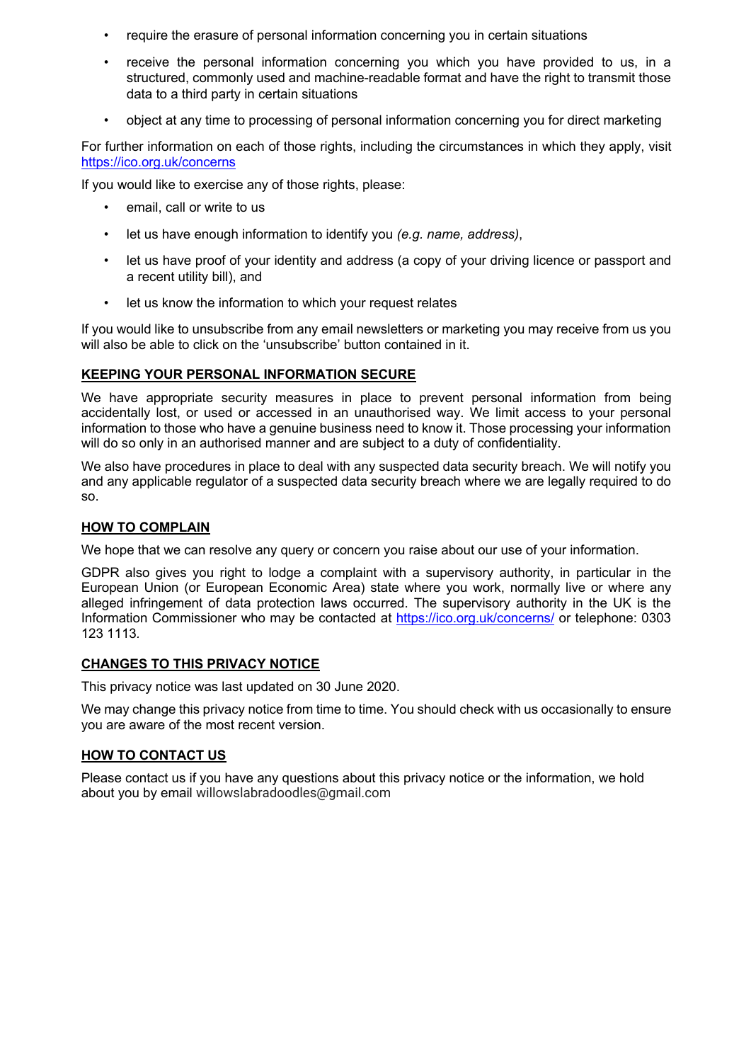- require the erasure of personal information concerning you in certain situations
- receive the personal information concerning you which you have provided to us, in a structured, commonly used and machine-readable format and have the right to transmit those data to a third party in certain situations
- object at any time to processing of personal information concerning you for direct marketing

For further information on each of those rights, including the circumstances in which they apply, visit https://ico.org.uk/concerns

If you would like to exercise any of those rights, please:

- email, call or write to us
- let us have enough information to identify you *(e.g. name, address)*,
- let us have proof of your identity and address (a copy of your driving licence or passport and a recent utility bill), and
- let us know the information to which your request relates

If you would like to unsubscribe from any email newsletters or marketing you may receive from us you will also be able to click on the 'unsubscribe' button contained in it.

## KEEPING YOUR PERSONAL INFORMATION SECURE

We have appropriate security measures in place to prevent personal information from being accidentally lost, or used or accessed in an unauthorised way. We limit access to your personal information to those who have a genuine business need to know it. Those processing your information will do so only in an authorised manner and are subject to a duty of confidentiality.

We also have procedures in place to deal with any suspected data security breach. We will notify you and any applicable regulator of a suspected data security breach where we are legally required to do so.

## HOW TO COMPLAIN

We hope that we can resolve any query or concern you raise about our use of your information.

GDPR also gives you right to lodge a complaint with a supervisory authority, in particular in the European Union (or European Economic Area) state where you work, normally live or where any alleged infringement of data protection laws occurred. The supervisory authority in the UK is the Information Commissioner who may be contacted at https://ico.org.uk/concerns/ or telephone: 0303 123 1113.

## CHANGES TO THIS PRIVACY NOTICE

This privacy notice was last updated on 30 June 2020.

We may change this privacy notice from time to time. You should check with us occasionally to ensure you are aware of the most recent version.

## HOW TO CONTACT US

Please contact us if you have any questions about this privacy notice or the information, we hold about you by email willowslabradoodles@gmail.com